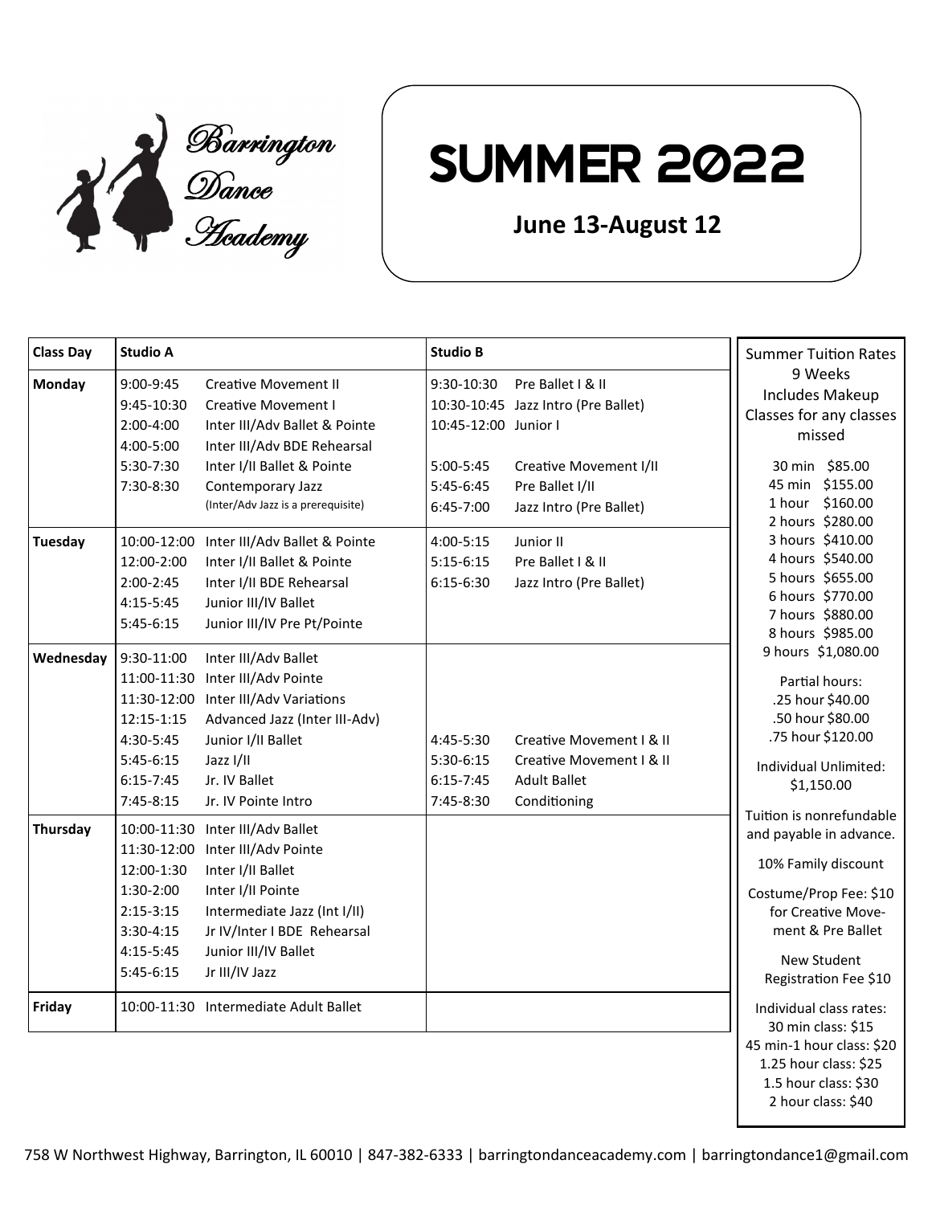Barrington Dance Academy

# SUMMER 2022

**June 13-August 12**

| Class Day | Studio A | | Studio B | |
|---|---|---|---|---|
| **Monday** | 9:00-9:45 | Creative Movement II | 9:30-10:30 | Pre Ballet I & II |
| | 9:45-10:30 | Creative Movement I | 10:30-10:45 | Jazz Intro (Pre Ballet) |
| | 2:00-4:00 | Inter III/Adv Ballet & Pointe | 10:45-12:00 | Junior I |
| | 4:00-5:00 | Inter III/Adv BDE Rehearsal | | |
| | 5:30-7:30 | Inter I/II Ballet & Pointe | 5:00-5:45 | Creative Movement I/II |
| | 7:30-8:30 | Contemporary Jazz (Inter/Adv Jazz is a prerequisite) | 5:45-6:45 | Pre Ballet I/II |
| | | | 6:45-7:00 | Jazz Intro (Pre Ballet) |
| **Tuesday** | 10:00-12:00 | Inter III/Adv Ballet & Pointe | 4:00-5:15 | Junior II |
| | 12:00-2:00 | Inter I/II Ballet & Pointe | 5:15-6:15 | Pre Ballet I & II |
| | 2:00-2:45 | Inter I/II BDE Rehearsal | 6:15-6:30 | Jazz Intro (Pre Ballet) |
| | 4:15-5:45 | Junior III/IV Ballet | | |
| | 5:45-6:15 | Junior III/IV Pre Pt/Pointe | | |
| **Wednesday** | 9:30-11:00 | Inter III/Adv Ballet | | |
| | 11:00-11:30 | Inter III/Adv Pointe | | |
| | 11:30-12:00 | Inter III/Adv Variations | | |
| | 12:15-1:15 | Advanced Jazz (Inter III-Adv) | | |
| | 4:30-5:45 | Junior I/II Ballet | 4:45-5:30 | Creative Movement I & II |
| | 5:45-6:15 | Jazz I/II | 5:30-6:15 | Creative Movement I & II |
| | 6:15-7:45 | Jr. IV Ballet | 6:15-7:45 | Adult Ballet |
| | 7:45-8:15 | Jr. IV Pointe Intro | 7:45-8:30 | Conditioning |
| **Thursday** | 10:00-11:30 | Inter III/Adv Ballet | | |
| | 11:30-12:00 | Inter III/Adv Pointe | | |
| | 12:00-1:30 | Inter I/II Ballet | | |
| | 1:30-2:00 | Inter I/II Pointe | | |
| | 2:15-3:15 | Intermediate Jazz (Int I/II) | | |
| | 3:30-4:15 | Jr IV/Inter I BDE Rehearsal | | |
| | 4:15-5:45 | Junior III/IV Ballet | | |
| | 5:45-6:15 | Jr III/IV Jazz | | |
| **Friday** | 10:00-11:30 | Intermediate Adult Ballet | | |

Summer Tuition Rates
9 Weeks
Includes Makeup Classes for any classes missed

30 min $85.00
45 min $155.00
1 hour $160.00
2 hours $280.00
3 hours $410.00
4 hours $540.00
5 hours $655.00
6 hours $770.00
7 hours $880.00
8 hours $985.00
9 hours $1,080.00

Partial hours:
.25 hour $40.00
.50 hour $80.00
.75 hour $120.00

Individual Unlimited:
$1,150.00

Tuition is nonrefundable and payable in advance.

10% Family discount

Costume/Prop Fee: $10 for Creative Movement & Pre Ballet

New Student Registration Fee $10

Individual class rates:
30 min class: $15
45 min-1 hour class: $20
1.25 hour class: $25
1.5 hour class: $30
2 hour class: $40

758 W Northwest Highway, Barrington, IL 60010 | 847-382-6333 | barringtondanceacademy.com | barringtondance1@gmail.com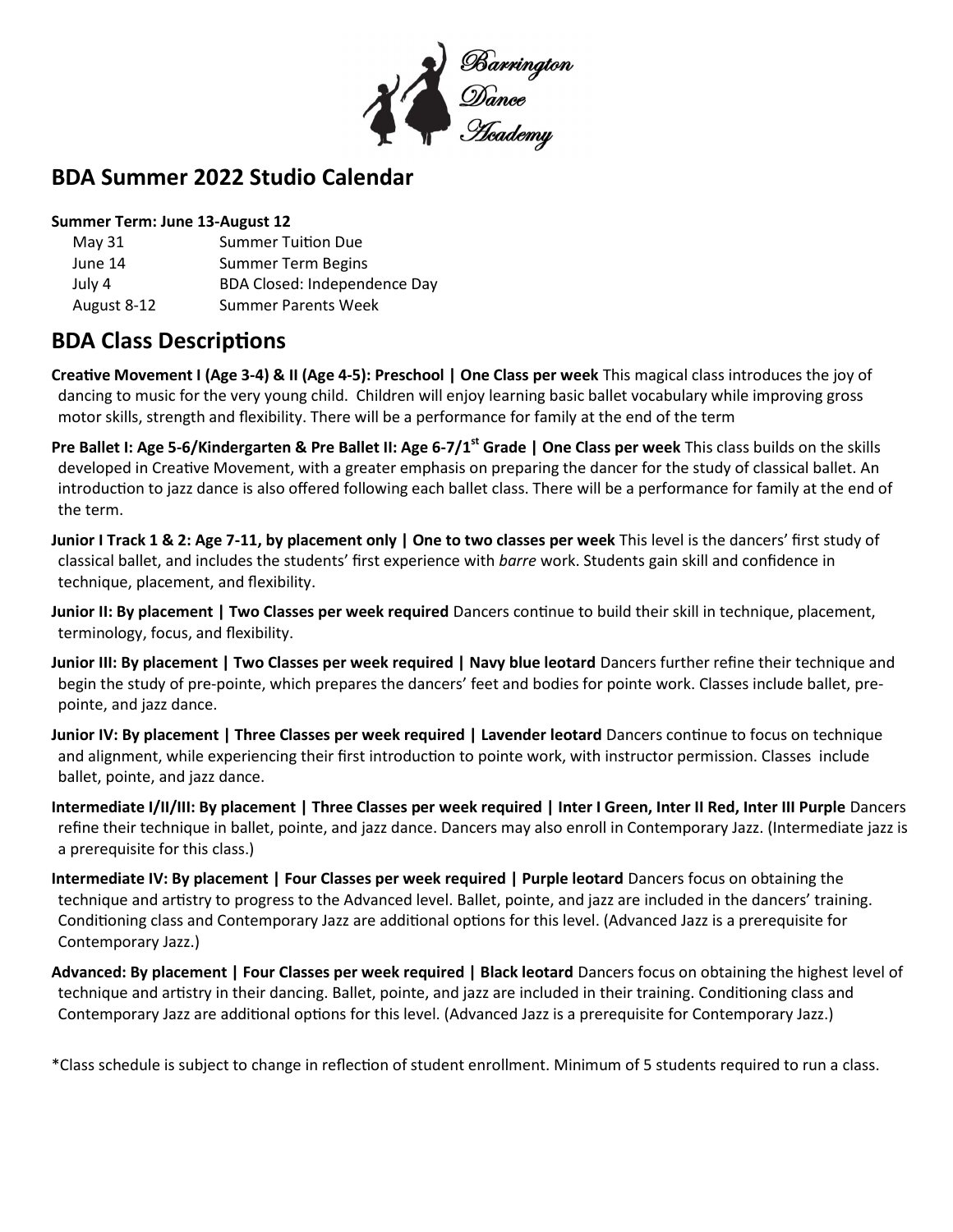Barrington Dance Academy

## BDA Summer 2022 Studio Calendar

**Summer Term: June 13-August 12**

| | |
|---|---|
| May 31 | Summer Tuition Due |
| June 14 | Summer Term Begins |
| July 4 | BDA Closed: Independence Day |
| August 8-12 | Summer Parents Week |

## BDA Class Descriptions

**Creative Movement I (Age 3-4) & II (Age 4-5): Preschool | One Class per week** This magical class introduces the joy of dancing to music for the very young child. Children will enjoy learning basic ballet vocabulary while improving gross motor skills, strength and flexibility. There will be a performance for family at the end of the term

**Pre Ballet I: Age 5-6/Kindergarten & Pre Ballet II: Age 6-7/1st Grade | One Class per week** This class builds on the skills developed in Creative Movement, with a greater emphasis on preparing the dancer for the study of classical ballet. An introduction to jazz dance is also offered following each ballet class. There will be a performance for family at the end of the term.

**Junior I Track 1 & 2: Age 7-11, by placement only | One to two classes per week** This level is the dancers' first study of classical ballet, and includes the students' first experience with *barre* work. Students gain skill and confidence in technique, placement, and flexibility.

**Junior II: By placement | Two Classes per week required** Dancers continue to build their skill in technique, placement, terminology, focus, and flexibility.

**Junior III: By placement | Two Classes per week required | Navy blue leotard** Dancers further refine their technique and begin the study of pre-pointe, which prepares the dancers' feet and bodies for pointe work. Classes include ballet, pre-pointe, and jazz dance.

**Junior IV: By placement | Three Classes per week required | Lavender leotard** Dancers continue to focus on technique and alignment, while experiencing their first introduction to pointe work, with instructor permission. Classes include ballet, pointe, and jazz dance.

**Intermediate I/II/III: By placement | Three Classes per week required | Inter I Green, Inter II Red, Inter III Purple** Dancers refine their technique in ballet, pointe, and jazz dance. Dancers may also enroll in Contemporary Jazz. (Intermediate jazz is a prerequisite for this class.)

**Intermediate IV: By placement | Four Classes per week required | Purple leotard** Dancers focus on obtaining the technique and artistry to progress to the Advanced level. Ballet, pointe, and jazz are included in the dancers' training. Conditioning class and Contemporary Jazz are additional options for this level. (Advanced Jazz is a prerequisite for Contemporary Jazz.)

**Advanced: By placement | Four Classes per week required | Black leotard** Dancers focus on obtaining the highest level of technique and artistry in their dancing. Ballet, pointe, and jazz are included in their training. Conditioning class and Contemporary Jazz are additional options for this level. (Advanced Jazz is a prerequisite for Contemporary Jazz.)

*Class schedule is subject to change in reflection of student enrollment. Minimum of 5 students required to run a class.